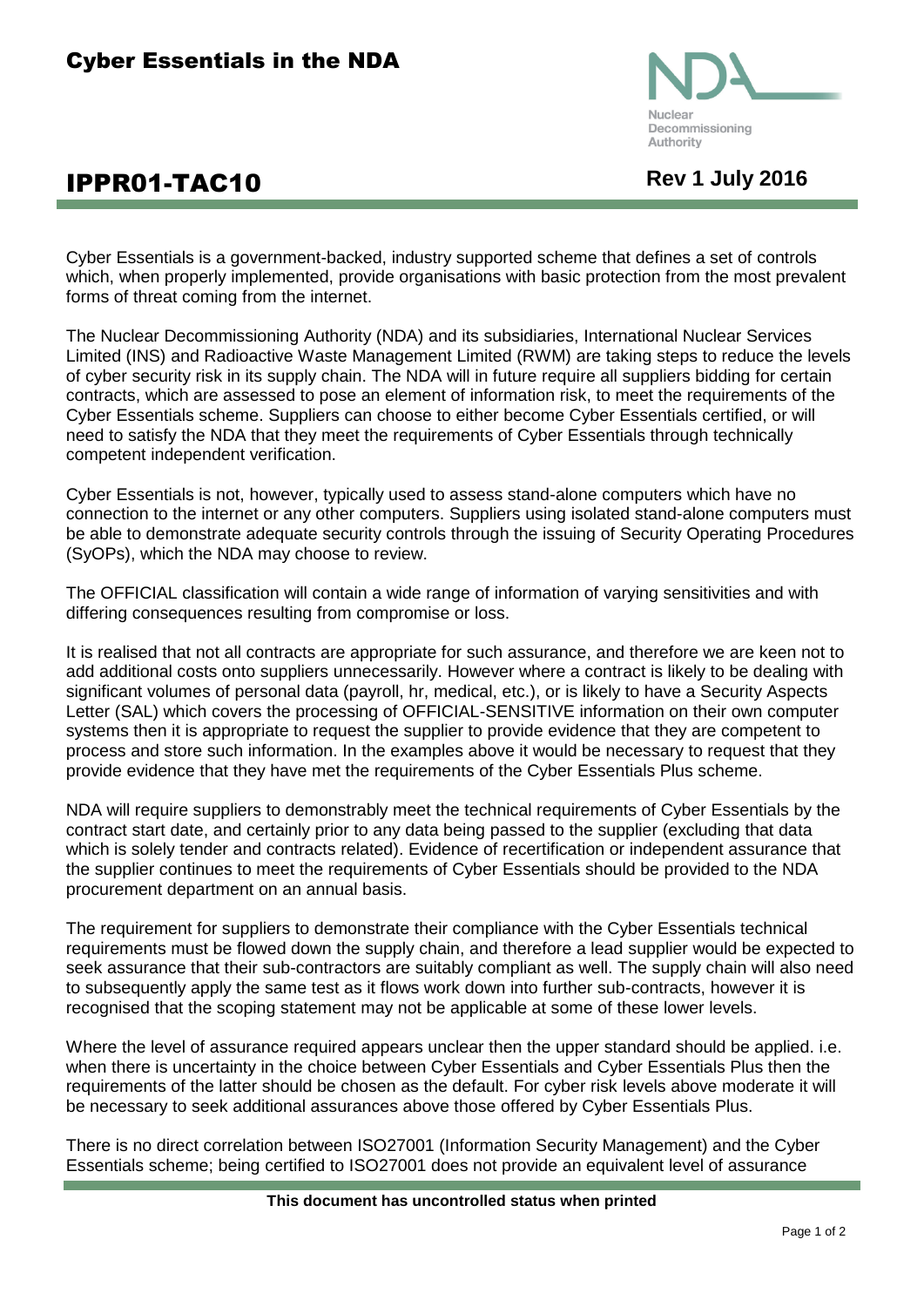# Cyber Essentials in the NDA

# IPPR01-TAC10

**Rev 1 July 2016**

Cyber Essentials is a government-backed, industry supported scheme that defines a set of controls which, when properly implemented, provide organisations with basic protection from the most prevalent forms of threat coming from the internet.

The Nuclear Decommissioning Authority (NDA) and its subsidiaries, International Nuclear Services Limited (INS) and Radioactive Waste Management Limited (RWM) are taking steps to reduce the levels of cyber security risk in its supply chain. The NDA will in future require all suppliers bidding for certain contracts, which are assessed to pose an element of information risk, to meet the requirements of the Cyber Essentials scheme. Suppliers can choose to either become Cyber Essentials certified, or will need to satisfy the NDA that they meet the requirements of Cyber Essentials through technically competent independent verification.

Cyber Essentials is not, however, typically used to assess stand-alone computers which have no connection to the internet or any other computers. Suppliers using isolated stand-alone computers must be able to demonstrate adequate security controls through the issuing of Security Operating Procedures (SyOPs), which the NDA may choose to review.

The OFFICIAL classification will contain a wide range of information of varying sensitivities and with differing consequences resulting from compromise or loss.

It is realised that not all contracts are appropriate for such assurance, and therefore we are keen not to add additional costs onto suppliers unnecessarily. However where a contract is likely to be dealing with significant volumes of personal data (payroll, hr, medical, etc.), or is likely to have a Security Aspects Letter (SAL) which covers the processing of OFFICIAL-SENSITIVE information on their own computer systems then it is appropriate to request the supplier to provide evidence that they are competent to process and store such information. In the examples above it would be necessary to request that they provide evidence that they have met the requirements of the Cyber Essentials Plus scheme.

NDA will require suppliers to demonstrably meet the technical requirements of Cyber Essentials by the contract start date, and certainly prior to any data being passed to the supplier (excluding that data which is solely tender and contracts related). Evidence of recertification or independent assurance that the supplier continues to meet the requirements of Cyber Essentials should be provided to the NDA procurement department on an annual basis.

The requirement for suppliers to demonstrate their compliance with the Cyber Essentials technical requirements must be flowed down the supply chain, and therefore a lead supplier would be expected to seek assurance that their sub-contractors are suitably compliant as well. The supply chain will also need to subsequently apply the same test as it flows work down into further sub-contracts, however it is recognised that the scoping statement may not be applicable at some of these lower levels.

Where the level of assurance required appears unclear then the upper standard should be applied. i.e. when there is uncertainty in the choice between Cyber Essentials and Cyber Essentials Plus then the requirements of the latter should be chosen as the default. For cyber risk levels above moderate it will be necessary to seek additional assurances above those offered by Cyber Essentials Plus.

There is no direct correlation between ISO27001 (Information Security Management) and the Cyber Essentials scheme; being certified to ISO27001 does not provide an equivalent level of assurance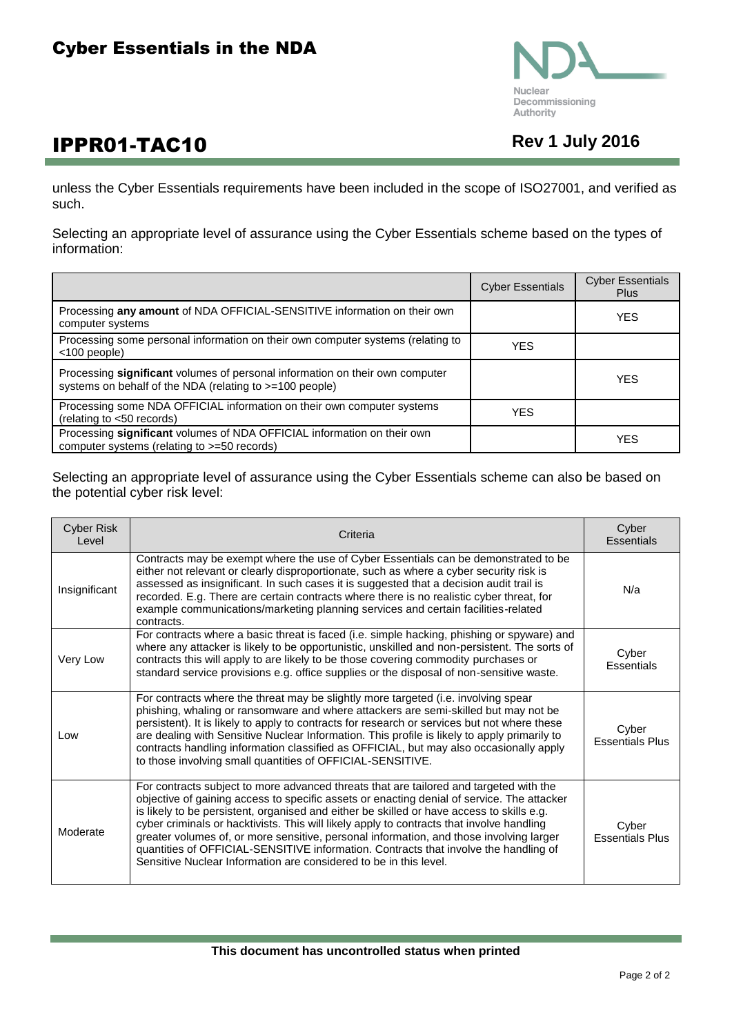unless the Cyber Essentials requirements have been included in the scope of ISO27001, and verified as such.

Selecting an appropriate level of assurance using the Cyber Essentials scheme based on the types of information:

| | Cyber Essentials | Cyber Essentials Plus |
|---|---|---|
| Processing **any amount** of NDA OFFICIAL-SENSITIVE information on their own computer systems | | YES |
| Processing some personal information on their own computer systems (relating to <100 people) | YES | |
| Processing **significant** volumes of personal information on their own computer systems on behalf of the NDA (relating to >=100 people) | | YES |
| Processing some NDA OFFICIAL information on their own computer systems (relating to <50 records) | YES | |
| Processing **significant** volumes of NDA OFFICIAL information on their own computer systems (relating to >=50 records) | | YES |

Selecting an appropriate level of assurance using the Cyber Essentials scheme can also be based on the potential cyber risk level:

| Cyber Risk Level | Criteria | Cyber Essentials |
|---|---|---|
| Insignificant | Contracts may be exempt where the use of Cyber Essentials can be demonstrated to be either not relevant or clearly disproportionate, such as where a cyber security risk is assessed as insignificant. In such cases it is suggested that a decision audit trail is recorded. E.g. There are certain contracts where there is no realistic cyber threat, for example communications/marketing planning services and certain facilities-related contracts. | N/a |
| Very Low | For contracts where a basic threat is faced (i.e. simple hacking, phishing or spyware) and where any attacker is likely to be opportunistic, unskilled and non-persistent. The sorts of contracts this will apply to are likely to be those covering commodity purchases or standard service provisions e.g. office supplies or the disposal of non-sensitive waste. | Cyber Essentials |
| Low | For contracts where the threat may be slightly more targeted (i.e. involving spear phishing, whaling or ransomware and where attackers are semi-skilled but may not be persistent). It is likely to apply to contracts for research or services but not where these are dealing with Sensitive Nuclear Information. This profile is likely to apply primarily to contracts handling information classified as OFFICIAL, but may also occasionally apply to those involving small quantities of OFFICIAL-SENSITIVE. | Cyber Essentials Plus |
| Moderate | For contracts subject to more advanced threats that are tailored and targeted with the objective of gaining access to specific assets or enacting denial of service. The attacker is likely to be persistent, organised and either be skilled or have access to skills e.g. cyber criminals or hacktivists. This will likely apply to contracts that involve handling greater volumes of, or more sensitive, personal information, and those involving larger quantities of OFFICIAL-SENSITIVE information. Contracts that involve the handling of Sensitive Nuclear Information are considered to be in this level. | Cyber Essentials Plus |